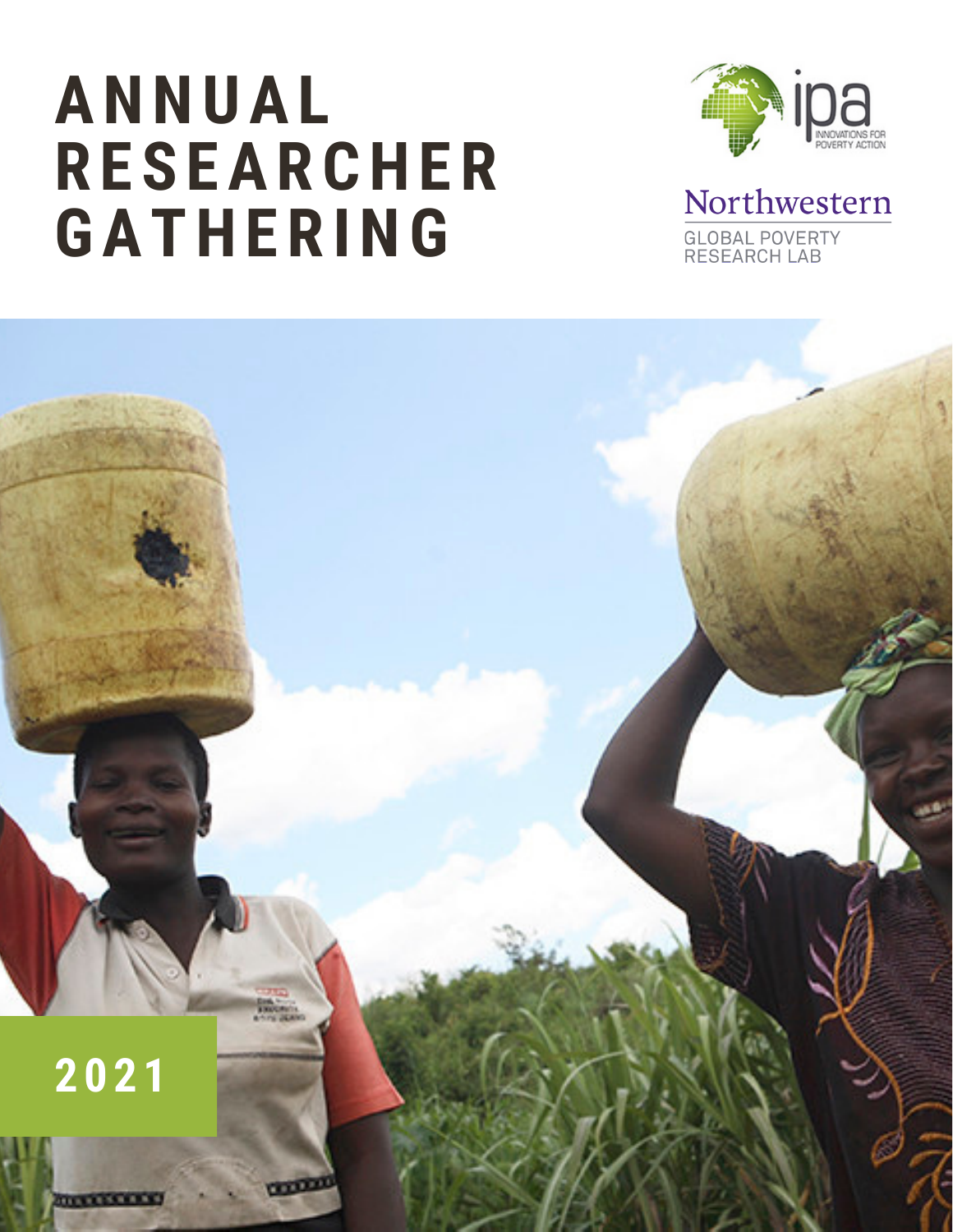# ANNUAL RESEARCHER GATHERING

ipa
INNOVATIONS FOR POVERTY ACTION

Northwestern
GLOBAL POVERTY RESEARCH LAB

2021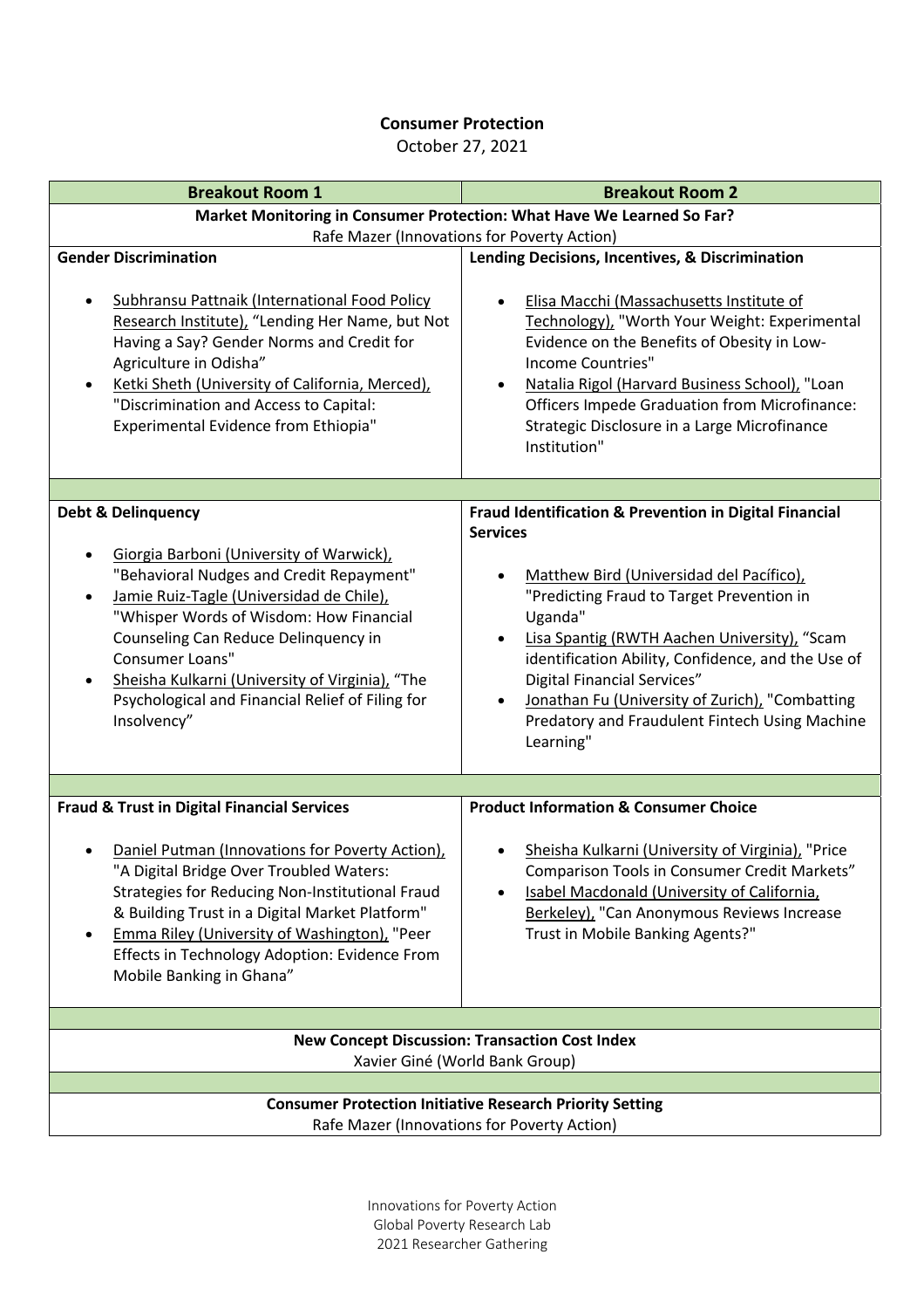**Consumer Protection**
October 27, 2021

| Breakout Room 1 | Breakout Room 2 |
|---|---|
| **Market Monitoring in Consumer Protection: What Have We Learned So Far?**<br>Rafe Mazer (Innovations for Poverty Action) | |
| **Gender Discrimination**<br>• Subhransu Pattnaik (International Food Policy Research Institute), "Lending Her Name, but Not Having a Say? Gender Norms and Credit for Agriculture in Odisha"<br>• Ketki Sheth (University of California, Merced), "Discrimination and Access to Capital: Experimental Evidence from Ethiopia" | **Lending Decisions, Incentives, & Discrimination**<br>• Elisa Macchi (Massachusetts Institute of Technology), "Worth Your Weight: Experimental Evidence on the Benefits of Obesity in Low-Income Countries"<br>• Natalia Rigol (Harvard Business School), "Loan Officers Impede Graduation from Microfinance: Strategic Disclosure in a Large Microfinance Institution" |
| **Debt & Delinquency**<br>• Giorgia Barboni (University of Warwick), "Behavioral Nudges and Credit Repayment"<br>• Jamie Ruiz-Tagle (Universidad de Chile), "Whisper Words of Wisdom: How Financial Counseling Can Reduce Delinquency in Consumer Loans"<br>• Sheisha Kulkarni (University of Virginia), "The Psychological and Financial Relief of Filing for Insolvency" | **Fraud Identification & Prevention in Digital Financial Services**<br>• Matthew Bird (Universidad del Pacífico), "Predicting Fraud to Target Prevention in Uganda"<br>• Lisa Spantig (RWTH Aachen University), "Scam identification Ability, Confidence, and the Use of Digital Financial Services"<br>• Jonathan Fu (University of Zurich), "Combatting Predatory and Fraudulent Fintech Using Machine Learning" |
| **Fraud & Trust in Digital Financial Services**<br>• Daniel Putman (Innovations for Poverty Action), "A Digital Bridge Over Troubled Waters: Strategies for Reducing Non-Institutional Fraud & Building Trust in a Digital Market Platform"<br>• Emma Riley (University of Washington), "Peer Effects in Technology Adoption: Evidence From Mobile Banking in Ghana" | **Product Information & Consumer Choice**<br>• Sheisha Kulkarni (University of Virginia), "Price Comparison Tools in Consumer Credit Markets"<br>• Isabel Macdonald (University of California, Berkeley), "Can Anonymous Reviews Increase Trust in Mobile Banking Agents?" |
| **New Concept Discussion: Transaction Cost Index**<br>Xavier Giné (World Bank Group) | |
| **Consumer Protection Initiative Research Priority Setting**<br>Rafe Mazer (Innovations for Poverty Action) | |

Innovations for Poverty Action
Global Poverty Research Lab
2021 Researcher Gathering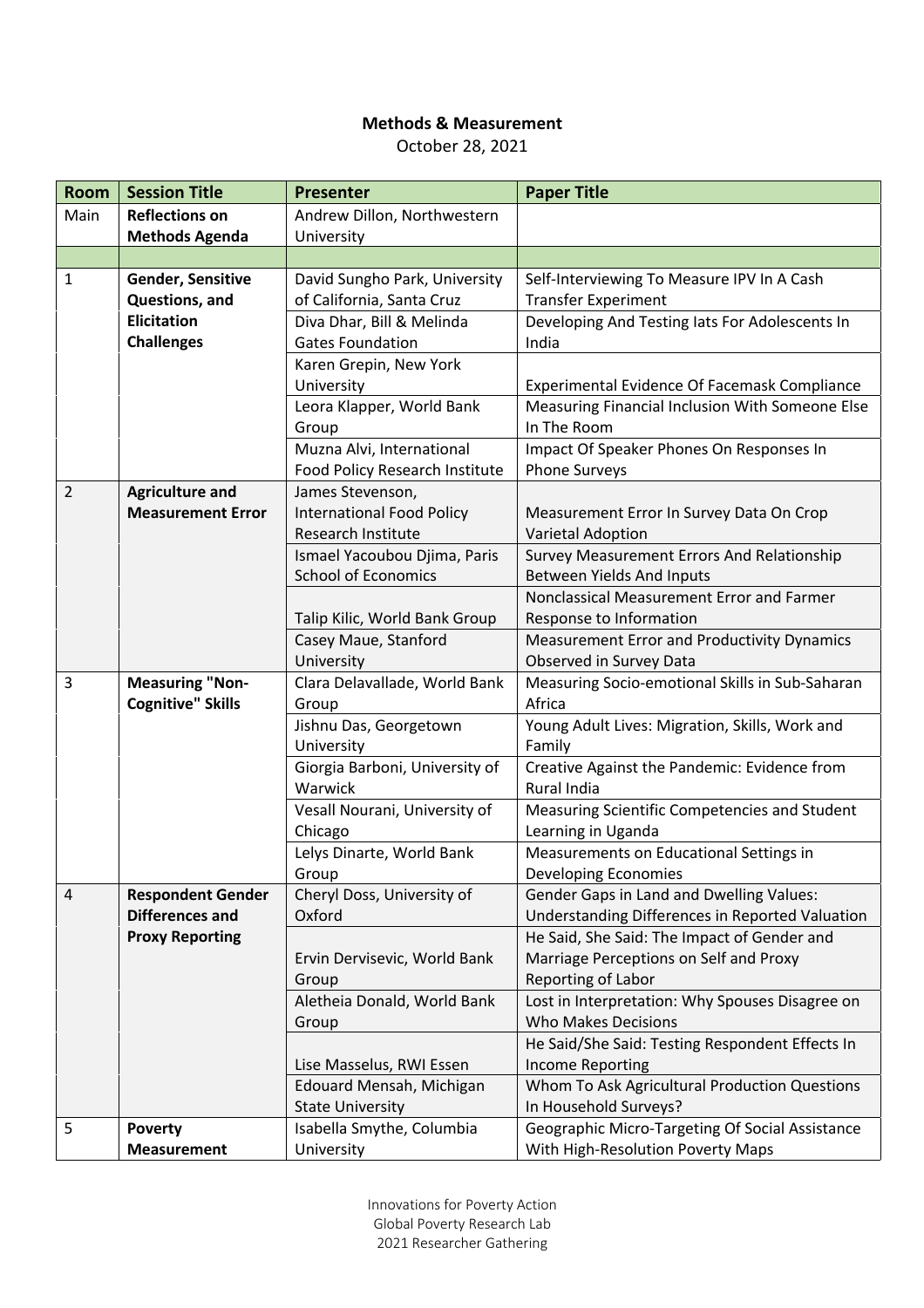**Methods & Measurement**

October 28, 2021

| Room | Session Title | Presenter | Paper Title |
|---|---|---|---|
| Main | **Reflections on Methods Agenda** | Andrew Dillon, Northwestern University | |
| | | | |
| 1 | **Gender, Sensitive Questions, and Elicitation Challenges** | David Sungho Park, University of California, Santa Cruz | Self-Interviewing To Measure IPV In A Cash Transfer Experiment |
| | | Diva Dhar, Bill & Melinda Gates Foundation | Developing And Testing Iats For Adolescents In India |
| | | Karen Grepin, New York University | Experimental Evidence Of Facemask Compliance |
| | | Leora Klapper, World Bank Group | Measuring Financial Inclusion With Someone Else In The Room |
| | | Muzna Alvi, International Food Policy Research Institute | Impact Of Speaker Phones On Responses In Phone Surveys |
| 2 | **Agriculture and Measurement Error** | James Stevenson, International Food Policy Research Institute | Measurement Error In Survey Data On Crop Varietal Adoption |
| | | Ismael Yacoubou Djima, Paris School of Economics | Survey Measurement Errors And Relationship Between Yields And Inputs |
| | | Talip Kilic, World Bank Group | Nonclassical Measurement Error and Farmer Response to Information |
| | | Casey Maue, Stanford University | Measurement Error and Productivity Dynamics Observed in Survey Data |
| 3 | **Measuring "Non-Cognitive" Skills** | Clara Delavallade, World Bank Group | Measuring Socio-emotional Skills in Sub-Saharan Africa |
| | | Jishnu Das, Georgetown University | Young Adult Lives: Migration, Skills, Work and Family |
| | | Giorgia Barboni, University of Warwick | Creative Against the Pandemic: Evidence from Rural India |
| | | Vesall Nourani, University of Chicago | Measuring Scientific Competencies and Student Learning in Uganda |
| | | Lelys Dinarte, World Bank Group | Measurements on Educational Settings in Developing Economies |
| 4 | **Respondent Gender Differences and Proxy Reporting** | Cheryl Doss, University of Oxford | Gender Gaps in Land and Dwelling Values: Understanding Differences in Reported Valuation |
| | | Ervin Dervisevic, World Bank Group | He Said, She Said: The Impact of Gender and Marriage Perceptions on Self and Proxy Reporting of Labor |
| | | Aletheia Donald, World Bank Group | Lost in Interpretation: Why Spouses Disagree on Who Makes Decisions |
| | | Lise Masselus, RWI Essen | He Said/She Said: Testing Respondent Effects In Income Reporting |
| | | Edouard Mensah, Michigan State University | Whom To Ask Agricultural Production Questions In Household Surveys? |
| 5 | **Poverty Measurement** | Isabella Smythe, Columbia University | Geographic Micro-Targeting Of Social Assistance With High-Resolution Poverty Maps |

Innovations for Poverty Action
Global Poverty Research Lab
2021 Researcher Gathering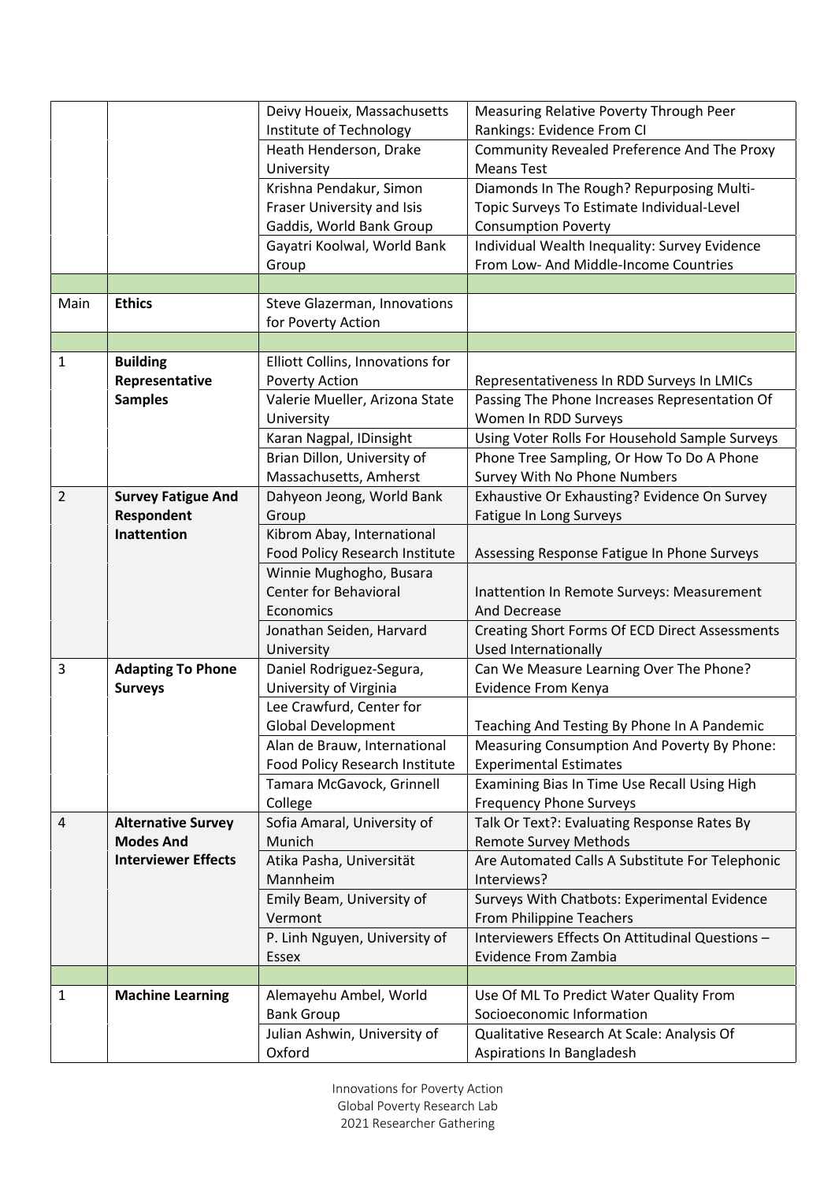| | | | |
|---|---|---|---|
| | | Deivy Houeix, Massachusetts Institute of Technology | Measuring Relative Poverty Through Peer Rankings: Evidence From CI |
| | | Heath Henderson, Drake University | Community Revealed Preference And The Proxy Means Test |
| | | Krishna Pendakur, Simon Fraser University and Isis Gaddis, World Bank Group | Diamonds In The Rough? Repurposing Multi-Topic Surveys To Estimate Individual-Level Consumption Poverty |
| | | Gayatri Koolwal, World Bank Group | Individual Wealth Inequality: Survey Evidence From Low- And Middle-Income Countries |
| | | | |
| Main | **Ethics** | Steve Glazerman, Innovations for Poverty Action | |
| | | | |
| 1 | **Building Representative Samples** | Elliott Collins, Innovations for Poverty Action | Representativeness In RDD Surveys In LMICs |
| | | Valerie Mueller, Arizona State University | Passing The Phone Increases Representation Of Women In RDD Surveys |
| | | Karan Nagpal, IDinsight | Using Voter Rolls For Household Sample Surveys |
| | | Brian Dillon, University of Massachusetts, Amherst | Phone Tree Sampling, Or How To Do A Phone Survey With No Phone Numbers |
| 2 | **Survey Fatigue And Respondent Inattention** | Dahyeon Jeong, World Bank Group | Exhaustive Or Exhausting? Evidence On Survey Fatigue In Long Surveys |
| | | Kibrom Abay, International Food Policy Research Institute | Assessing Response Fatigue In Phone Surveys |
| | | Winnie Mughogho, Busara Center for Behavioral Economics | Inattention In Remote Surveys: Measurement And Decrease |
| | | Jonathan Seiden, Harvard University | Creating Short Forms Of ECD Direct Assessments Used Internationally |
| 3 | **Adapting To Phone Surveys** | Daniel Rodriguez-Segura, University of Virginia | Can We Measure Learning Over The Phone? Evidence From Kenya |
| | | Lee Crawfurd, Center for Global Development | Teaching And Testing By Phone In A Pandemic |
| | | Alan de Brauw, International Food Policy Research Institute | Measuring Consumption And Poverty By Phone: Experimental Estimates |
| | | Tamara McGavock, Grinnell College | Examining Bias In Time Use Recall Using High Frequency Phone Surveys |
| 4 | **Alternative Survey Modes And Interviewer Effects** | Sofia Amaral, University of Munich | Talk Or Text?: Evaluating Response Rates By Remote Survey Methods |
| | | Atika Pasha, Universität Mannheim | Are Automated Calls A Substitute For Telephonic Interviews? |
| | | Emily Beam, University of Vermont | Surveys With Chatbots: Experimental Evidence From Philippine Teachers |
| | | P. Linh Nguyen, University of Essex | Interviewers Effects On Attitudinal Questions – Evidence From Zambia |
| | | | |
| 1 | **Machine Learning** | Alemayehu Ambel, World Bank Group | Use Of ML To Predict Water Quality From Socioeconomic Information |
| | | Julian Ashwin, University of Oxford | Qualitative Research At Scale: Analysis Of Aspirations In Bangladesh |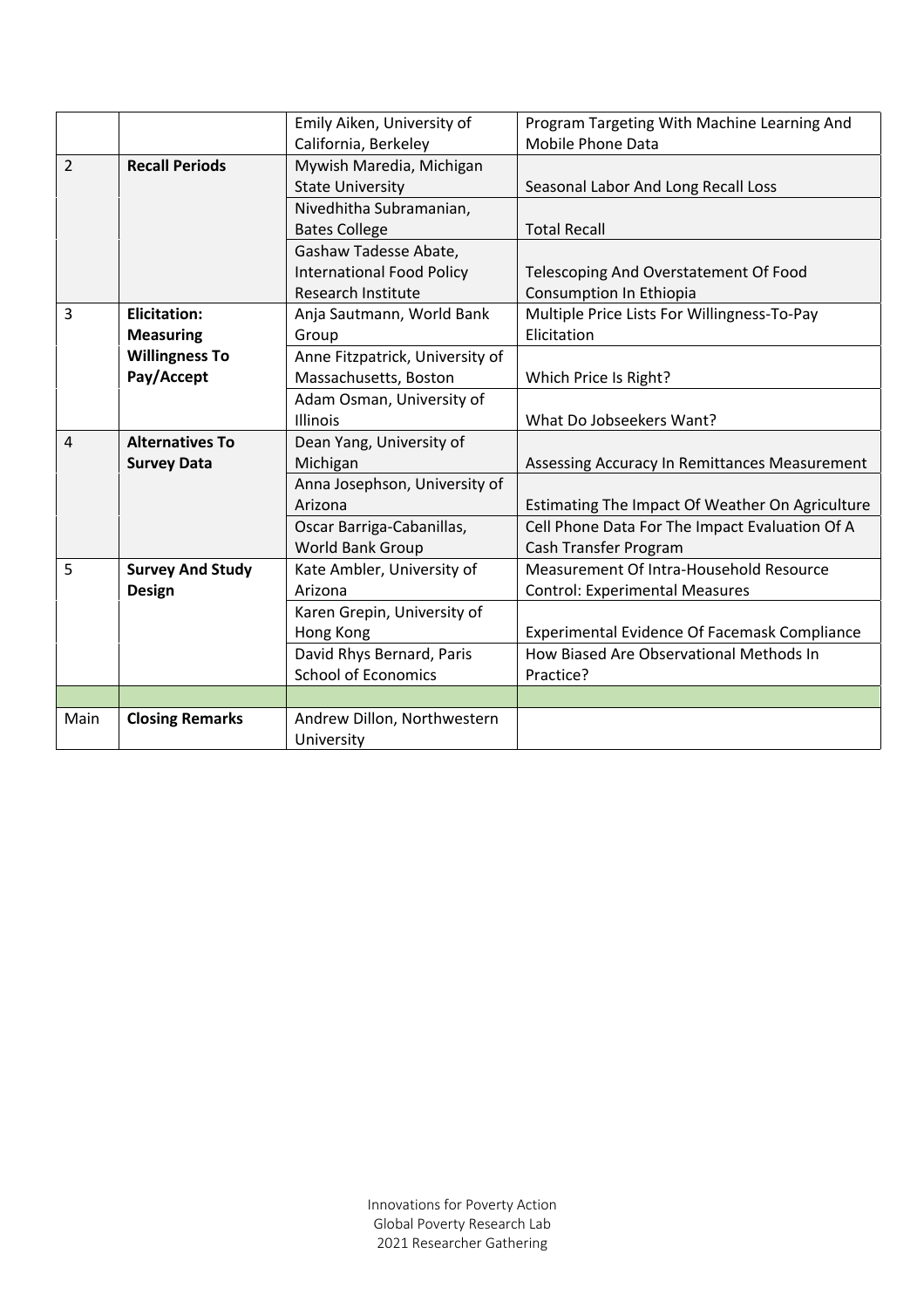| | | | |
|---|---|---|---|
| | | Emily Aiken, University of California, Berkeley | Program Targeting With Machine Learning And Mobile Phone Data |
| 2 | **Recall Periods** | Mywish Maredia, Michigan State University | Seasonal Labor And Long Recall Loss |
| | | Nivedhitha Subramanian, Bates College | Total Recall |
| | | Gashaw Tadesse Abate, International Food Policy Research Institute | Telescoping And Overstatement Of Food Consumption In Ethiopia |
| 3 | **Elicitation: Measuring Willingness To Pay/Accept** | Anja Sautmann, World Bank Group | Multiple Price Lists For Willingness-To-Pay Elicitation |
| | | Anne Fitzpatrick, University of Massachusetts, Boston | Which Price Is Right? |
| | | Adam Osman, University of Illinois | What Do Jobseekers Want? |
| 4 | **Alternatives To Survey Data** | Dean Yang, University of Michigan | Assessing Accuracy In Remittances Measurement |
| | | Anna Josephson, University of Arizona | Estimating The Impact Of Weather On Agriculture |
| | | Oscar Barriga-Cabanillas, World Bank Group | Cell Phone Data For The Impact Evaluation Of A Cash Transfer Program |
| 5 | **Survey And Study Design** | Kate Ambler, University of Arizona | Measurement Of Intra-Household Resource Control: Experimental Measures |
| | | Karen Grepin, University of Hong Kong | Experimental Evidence Of Facemask Compliance |
| | | David Rhys Bernard, Paris School of Economics | How Biased Are Observational Methods In Practice? |
| | | | |
| Main | **Closing Remarks** | Andrew Dillon, Northwestern University | |

Innovations for Poverty Action
Global Poverty Research Lab
2021 Researcher Gathering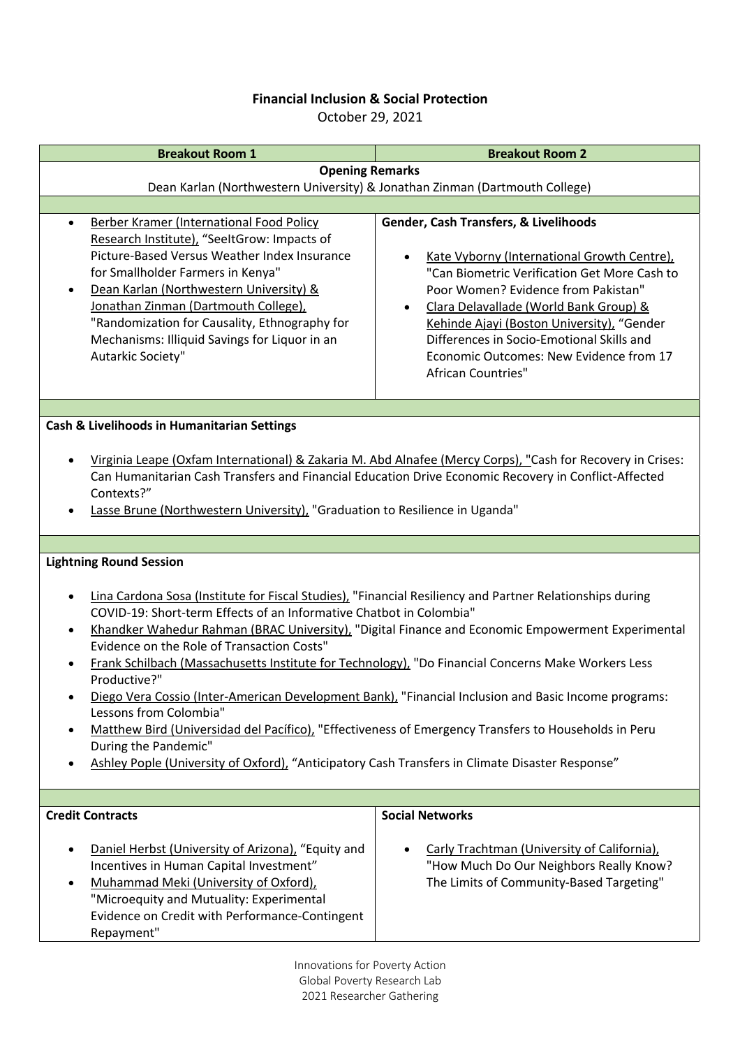**Financial Inclusion & Social Protection**

October 29, 2021

| Breakout Room 1 | Breakout Room 2 |
| --- | --- |
| **Opening Remarks** Dean Karlan (Northwestern University) & Jonathan Zinman (Dartmouth College) | |
| • Berber Kramer (International Food Policy Research Institute), "SeeItGrow: Impacts of Picture-Based Versus Weather Index Insurance for Smallholder Farmers in Kenya"<br>• Dean Karlan (Northwestern University) & Jonathan Zinman (Dartmouth College), "Randomization for Causality, Ethnography for Mechanisms: Illiquid Savings for Liquor in an Autarkic Society" | **Gender, Cash Transfers, & Livelihoods**<br>• Kate Vyborny (International Growth Centre), "Can Biometric Verification Get More Cash to Poor Women? Evidence from Pakistan"<br>• Clara Delavallade (World Bank Group) & Kehinde Ajayi (Boston University), "Gender Differences in Socio-Emotional Skills and Economic Outcomes: New Evidence from 17 African Countries" |
| **Cash & Livelihoods in Humanitarian Settings**<br>• Virginia Leape (Oxfam International) & Zakaria M. Abd Alnafee (Mercy Corps), "Cash for Recovery in Crises: Can Humanitarian Cash Transfers and Financial Education Drive Economic Recovery in Conflict-Affected Contexts?"<br>• Lasse Brune (Northwestern University), "Graduation to Resilience in Uganda" | |
| **Lightning Round Session**<br>• Lina Cardona Sosa (Institute for Fiscal Studies), "Financial Resiliency and Partner Relationships during COVID-19: Short-term Effects of an Informative Chatbot in Colombia"<br>• Khandker Wahedur Rahman (BRAC University), "Digital Finance and Economic Empowerment Experimental Evidence on the Role of Transaction Costs"<br>• Frank Schilbach (Massachusetts Institute for Technology), "Do Financial Concerns Make Workers Less Productive?"<br>• Diego Vera Cossio (Inter-American Development Bank), "Financial Inclusion and Basic Income programs: Lessons from Colombia"<br>• Matthew Bird (Universidad del Pacífico), "Effectiveness of Emergency Transfers to Households in Peru During the Pandemic"<br>• Ashley Pople (University of Oxford), "Anticipatory Cash Transfers in Climate Disaster Response" | |
| **Credit Contracts**<br>• Daniel Herbst (University of Arizona), "Equity and Incentives in Human Capital Investment"<br>• Muhammad Meki (University of Oxford), "Microequity and Mutuality: Experimental Evidence on Credit with Performance-Contingent Repayment" | **Social Networks**<br>• Carly Trachtman (University of California), "How Much Do Our Neighbors Really Know? The Limits of Community-Based Targeting" |

Innovations for Poverty Action
Global Poverty Research Lab
2021 Researcher Gathering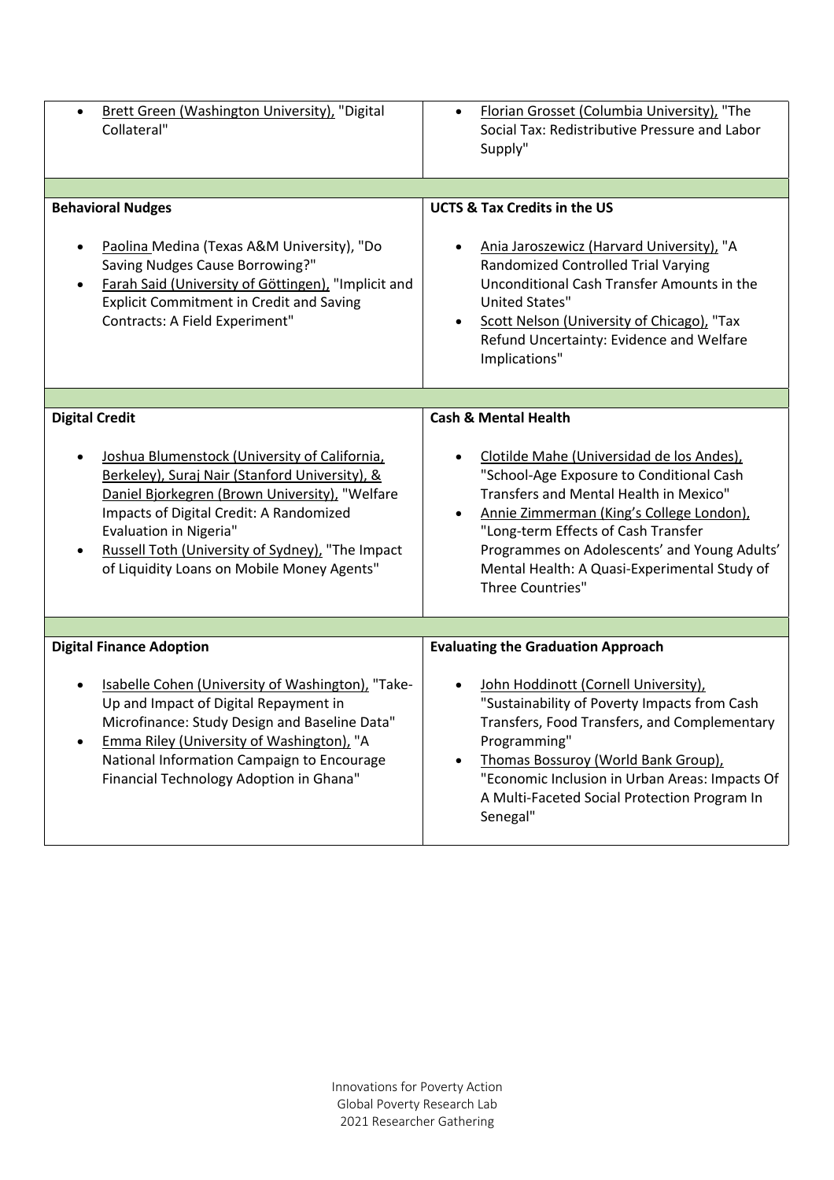| | |
|---|---|
| • Brett Green (Washington University), "Digital Collateral" | • Florian Grosset (Columbia University), "The Social Tax: Redistributive Pressure and Labor Supply" |
| | |
| **Behavioral Nudges**<br><br>• Paolina Medina (Texas A&M University), "Do Saving Nudges Cause Borrowing?"<br>• Farah Said (University of Göttingen), "Implicit and Explicit Commitment in Credit and Saving Contracts: A Field Experiment" | **UCTS & Tax Credits in the US**<br><br>• Ania Jaroszewicz (Harvard University), "A Randomized Controlled Trial Varying Unconditional Cash Transfer Amounts in the United States"<br>• Scott Nelson (University of Chicago), "Tax Refund Uncertainty: Evidence and Welfare Implications" |
| | |
| **Digital Credit**<br><br>• Joshua Blumenstock (University of California, Berkeley), Suraj Nair (Stanford University), & Daniel Bjorkegren (Brown University), "Welfare Impacts of Digital Credit: A Randomized Evaluation in Nigeria"<br>• Russell Toth (University of Sydney), "The Impact of Liquidity Loans on Mobile Money Agents" | **Cash & Mental Health**<br><br>• Clotilde Mahe (Universidad de los Andes), "School-Age Exposure to Conditional Cash Transfers and Mental Health in Mexico"<br>• Annie Zimmerman (King's College London), "Long-term Effects of Cash Transfer Programmes on Adolescents' and Young Adults' Mental Health: A Quasi-Experimental Study of Three Countries" |
| | |
| **Digital Finance Adoption**<br><br>• Isabelle Cohen (University of Washington), "Take-Up and Impact of Digital Repayment in Microfinance: Study Design and Baseline Data"<br>• Emma Riley (University of Washington), "A National Information Campaign to Encourage Financial Technology Adoption in Ghana" | **Evaluating the Graduation Approach**<br><br>• John Hoddinott (Cornell University), "Sustainability of Poverty Impacts from Cash Transfers, Food Transfers, and Complementary Programming"<br>• Thomas Bossuroy (World Bank Group), "Economic Inclusion in Urban Areas: Impacts Of A Multi-Faceted Social Protection Program In Senegal" |